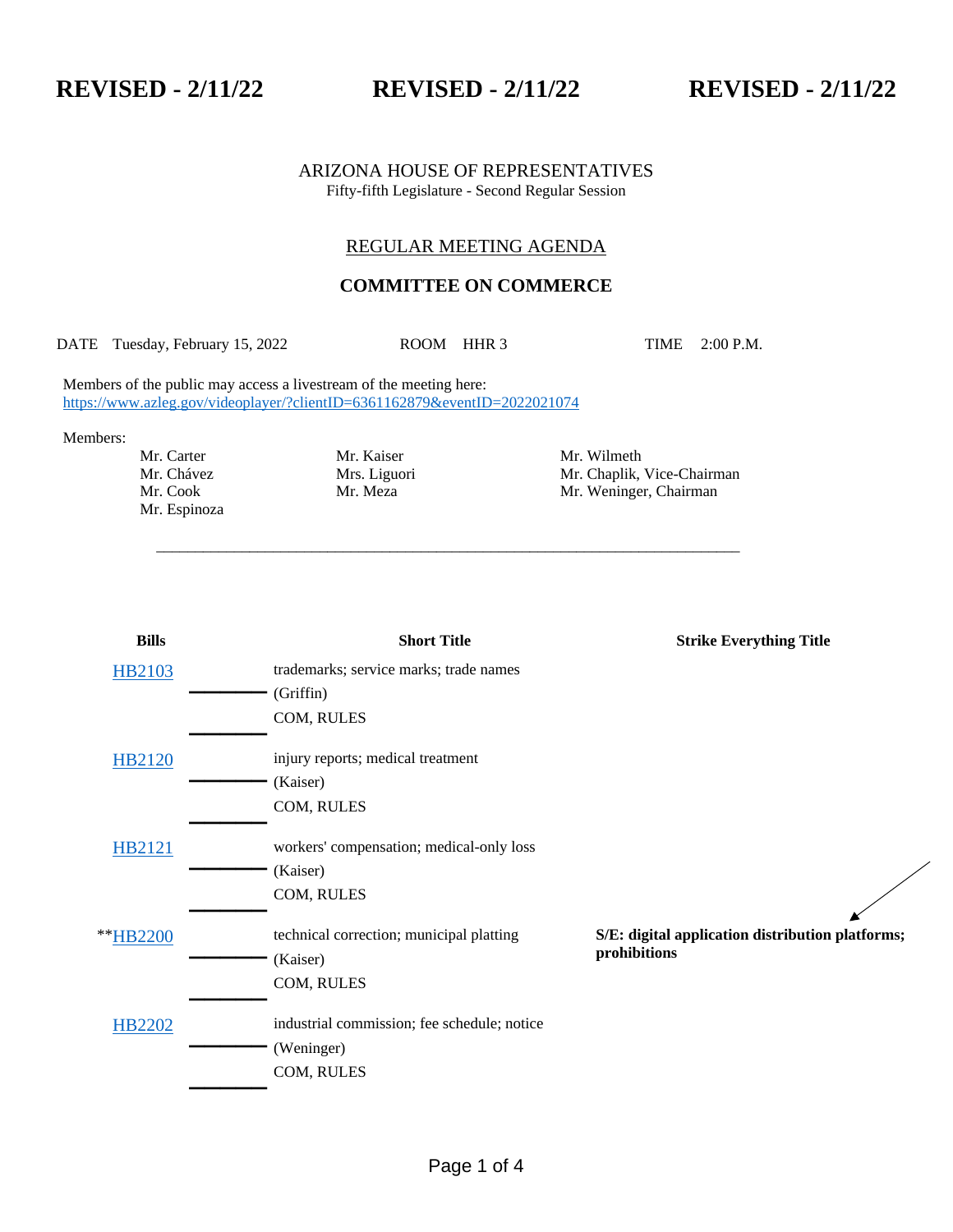**REVISED - 2/11/22** **REVISED - 2/11/22** **REVISED - 2/11/22**

ARIZONA HOUSE OF REPRESENTATIVES
Fifty-fifth Legislature - Second Regular Session

## REGULAR MEETING AGENDA

## COMMITTEE ON COMMERCE

DATE Tuesday, February 15, 2022 ROOM HHR 3 TIME 2:00 P.M.

Members of the public may access a livestream of the meeting here:
https://www.azleg.gov/videoplayer/?clientID=6361162879&eventID=2022021074

Members:

| | | |
|---|---|---|
| Mr. Carter | Mr. Kaiser | Mr. Wilmeth |
| Mr. Chávez | Mrs. Liguori | Mr. Chaplik, Vice-Chairman |
| Mr. Cook | Mr. Meza | Mr. Weninger, Chairman |
| Mr. Espinoza | | |

---

| Bills | Short Title | Strike Everything Title |
|---|---|---|
| HB2103 | trademarks; service marks; trade names (Griffin) COM, RULES | |
| HB2120 | injury reports; medical treatment (Kaiser) COM, RULES | |
| HB2121 | workers' compensation; medical-only loss (Kaiser) COM, RULES | |
| **HB2200 | technical correction; municipal platting (Kaiser) COM, RULES | **S/E: digital application distribution platforms; prohibitions** |
| HB2202 | industrial commission; fee schedule; notice (Weninger) COM, RULES | |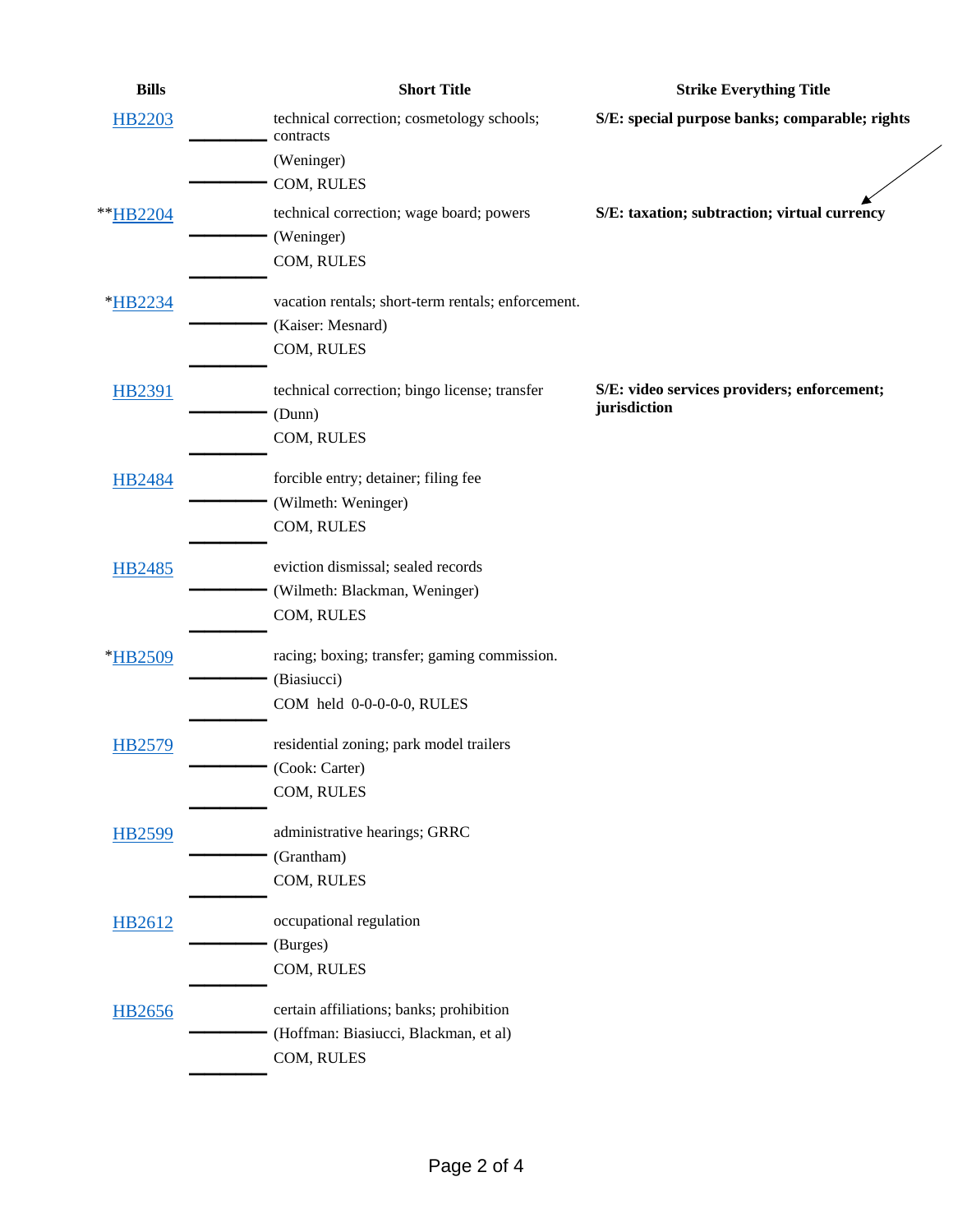| Bills | Short Title | Strike Everything Title |
|---|---|---|
| HB2203 | technical correction; cosmetology schools; contracts<br>(Weninger)<br>COM, RULES | S/E: special purpose banks; comparable; rights |
| **HB2204 | technical correction; wage board; powers<br>(Weninger)<br>COM, RULES | S/E: taxation; subtraction; virtual currency |
| *HB2234 | vacation rentals; short-term rentals; enforcement.<br>(Kaiser: Mesnard)<br>COM, RULES | |
| HB2391 | technical correction; bingo license; transfer<br>(Dunn)<br>COM, RULES | S/E: video services providers; enforcement; jurisdiction |
| HB2484 | forcible entry; detainer; filing fee<br>(Wilmeth: Weninger)<br>COM, RULES | |
| HB2485 | eviction dismissal; sealed records<br>(Wilmeth: Blackman, Weninger)<br>COM, RULES | |
| *HB2509 | racing; boxing; transfer; gaming commission.<br>(Biasiucci)<br>COM held 0-0-0-0-0, RULES | |
| HB2579 | residential zoning; park model trailers<br>(Cook: Carter)<br>COM, RULES | |
| HB2599 | administrative hearings; GRRC<br>(Grantham)<br>COM, RULES | |
| HB2612 | occupational regulation<br>(Burges)<br>COM, RULES | |
| HB2656 | certain affiliations; banks; prohibition<br>(Hoffman: Biasiucci, Blackman, et al)<br>COM, RULES | |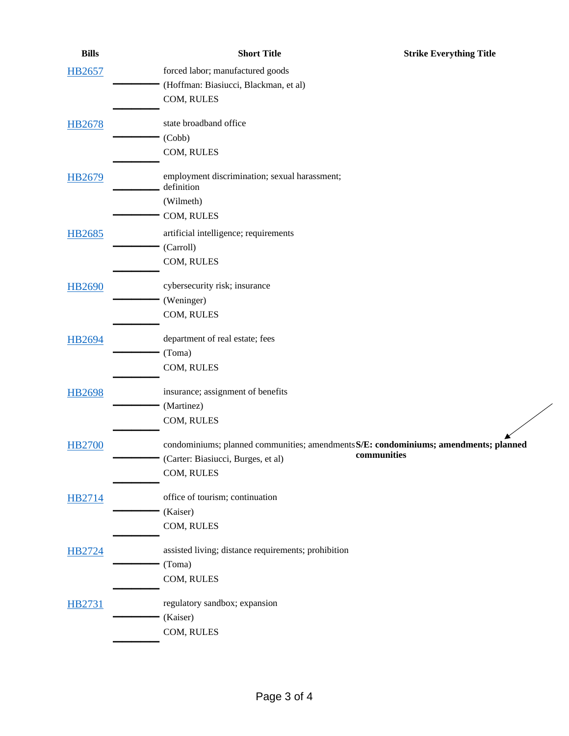| Bills | Short Title | Strike Everything Title |
| --- | --- | --- |
| HB2657 | forced labor; manufactured goods<br>(Hoffman: Biasiucci, Blackman, et al)<br>COM, RULES | |
| HB2678 | state broadband office<br>(Cobb)<br>COM, RULES | |
| HB2679 | employment discrimination; sexual harassment; definition<br>(Wilmeth)<br>COM, RULES | |
| HB2685 | artificial intelligence; requirements<br>(Carroll)<br>COM, RULES | |
| HB2690 | cybersecurity risk; insurance<br>(Weninger)<br>COM, RULES | |
| HB2694 | department of real estate; fees<br>(Toma)<br>COM, RULES | |
| HB2698 | insurance; assignment of benefits<br>(Martinez)<br>COM, RULES | |
| HB2700 | condominiums; planned communities; amendments<br>(Carter: Biasiucci, Burges, et al)<br>COM, RULES | **S/E: condominiums; amendments; planned communities** |
| HB2714 | office of tourism; continuation<br>(Kaiser)<br>COM, RULES | |
| HB2724 | assisted living; distance requirements; prohibition<br>(Toma)<br>COM, RULES | |
| HB2731 | regulatory sandbox; expansion<br>(Kaiser)<br>COM, RULES | |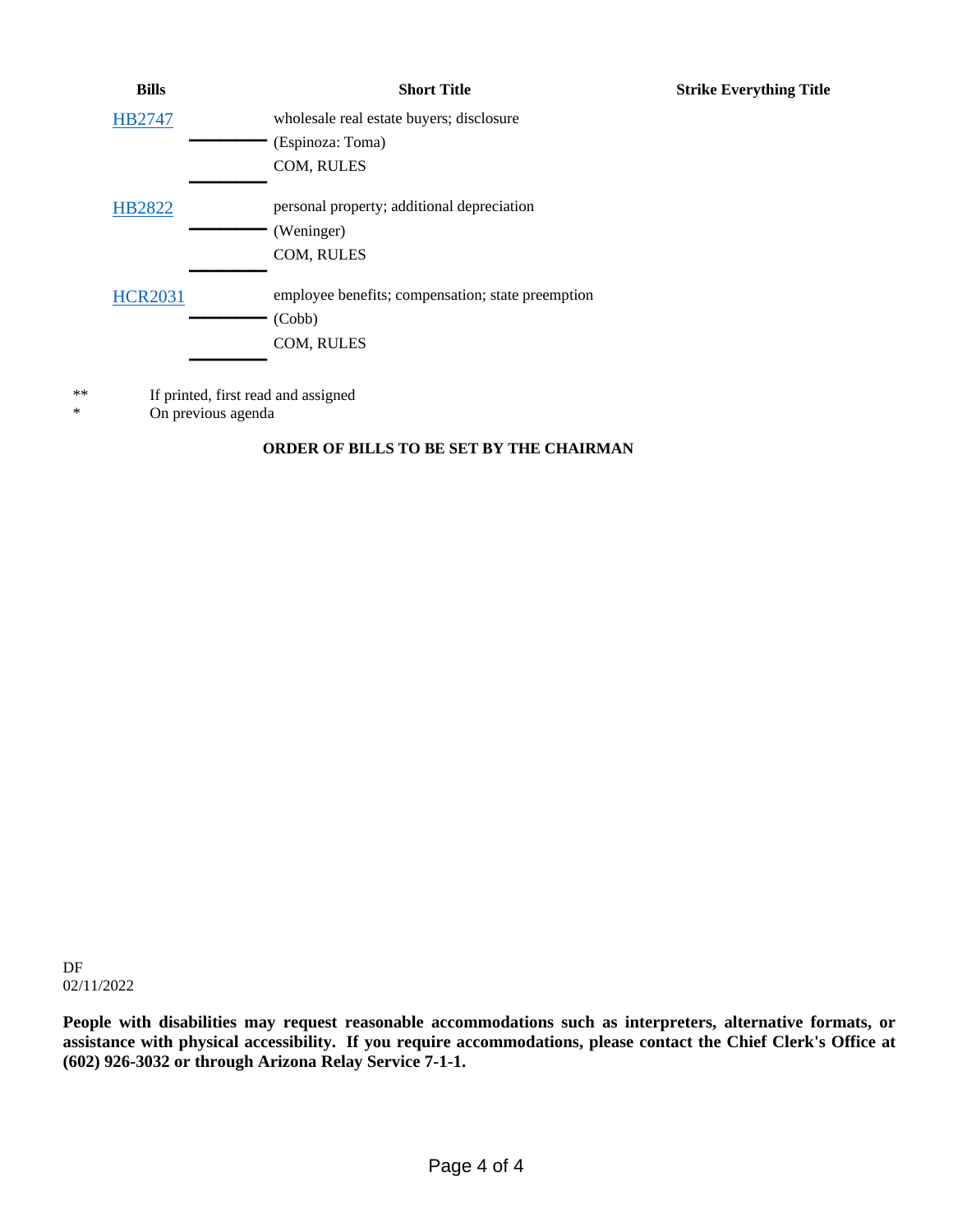| Bills | Short Title | Strike Everything Title |
| --- | --- | --- |
| HB2747 | wholesale real estate buyers; disclosure<br>(Espinoza: Toma)<br>COM, RULES | |
| HB2822 | personal property; additional depreciation<br>(Weninger)<br>COM, RULES | |
| HCR2031 | employee benefits; compensation; state preemption<br>(Cobb)<br>COM, RULES | |

** If printed, first read and assigned
* On previous agenda

**ORDER OF BILLS TO BE SET BY THE CHAIRMAN**

DF
02/11/2022

**People with disabilities may request reasonable accommodations such as interpreters, alternative formats, or assistance with physical accessibility. If you require accommodations, please contact the Chief Clerk's Office at (602) 926-3032 or through Arizona Relay Service 7-1-1.**